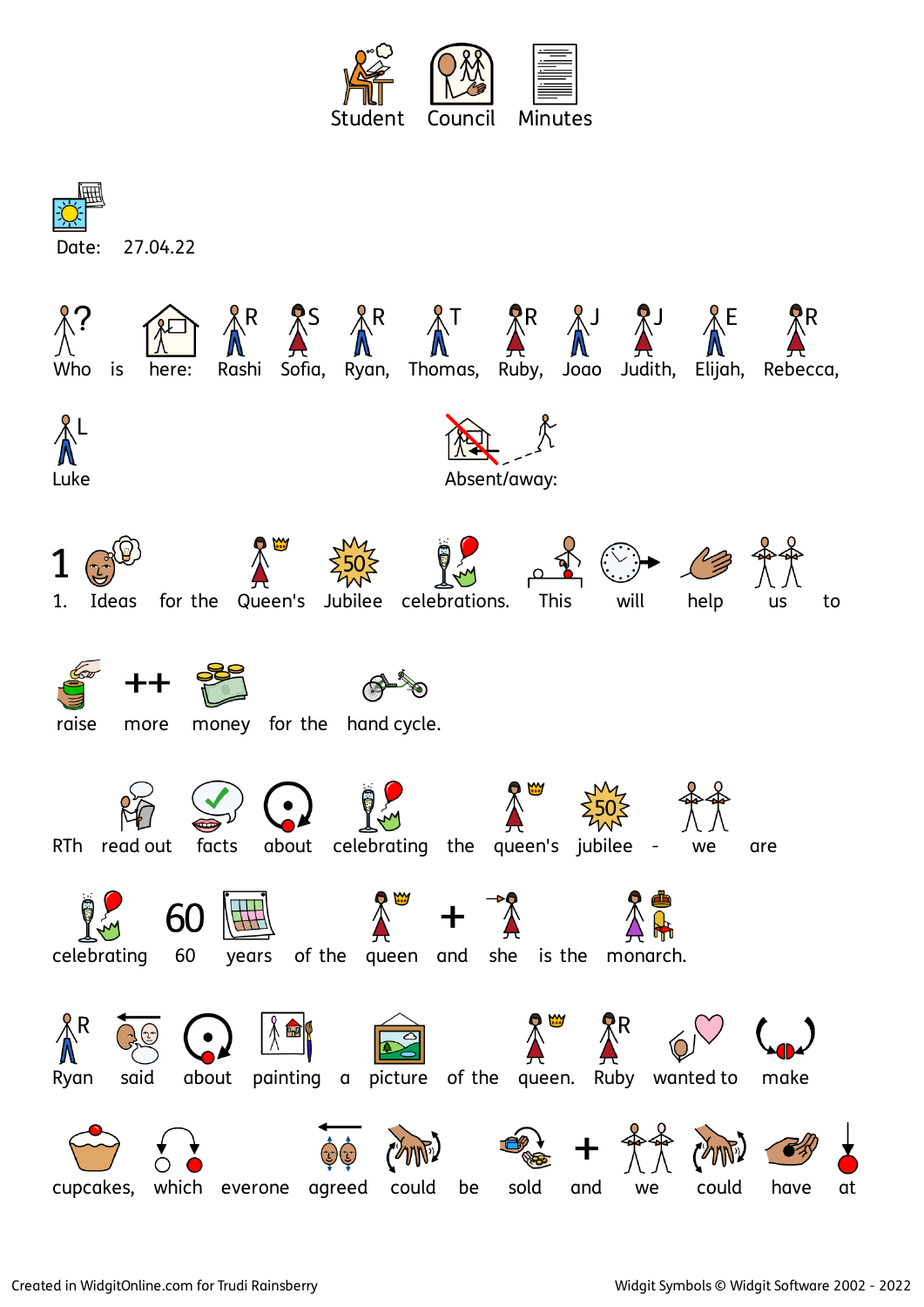# Student Council Minutes

Date: 27.04.22

Who is here: Rashi Sofia, Ryan, Thomas, Ruby, Joao Judith, Elijah, Rebecca, Luke

Absent/away:

1. Ideas for the Queen's Jubilee celebrations. This will help us to raise more money for the hand cycle.

RTh read out facts about celebrating the queen's jubilee - we are celebrating 60 years of the queen and she is the monarch.

Ryan said about painting a picture of the queen. Ruby wanted to make cupcakes, which everone agreed could be sold and we could have at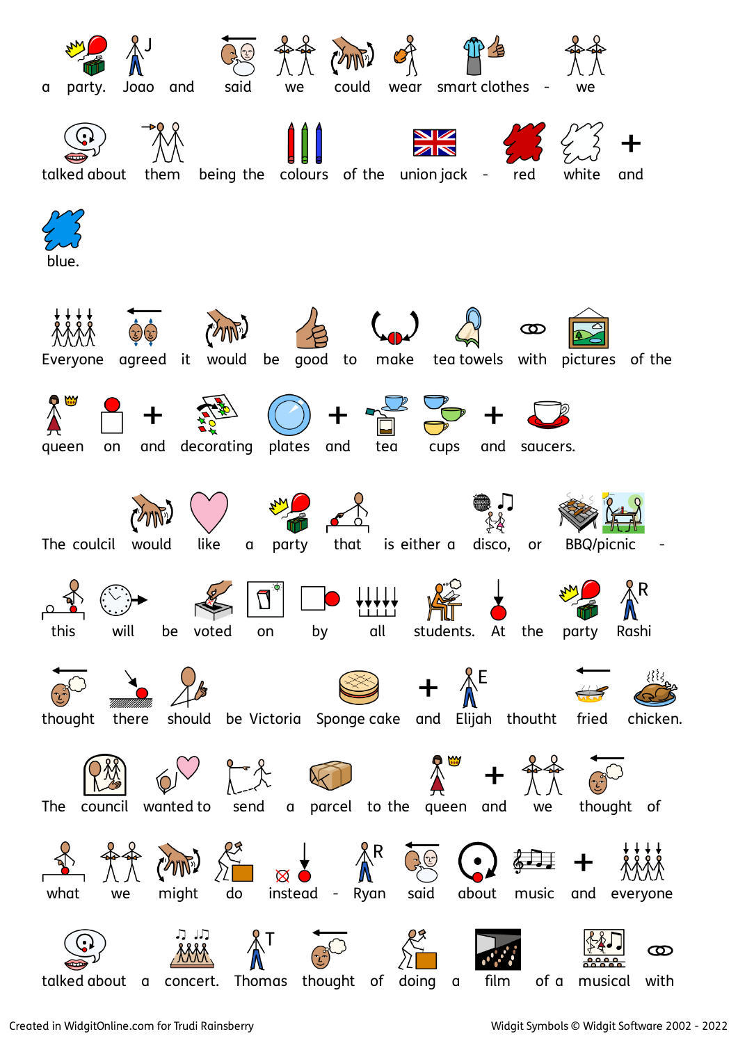a party. Joao and said we could wear smart clothes - we talked about them being the colours of the union jack - red white and blue.

Everyone agreed it would be good to make tea towels with pictures of the queen on and decorating plates and tea cups and saucers.

The coulcil would like a party that is either a disco, or BBQ/picnic - this will be voted on by all students. At the party Rashi thought there should be Victoria Sponge cake and Elijah thouth fried chicken.

The council wanted to send a parcel to the queen and we thought of what we might do instead - Ryan said about music and everyone talked about a concert. Thomas thought of doing a film of a musical with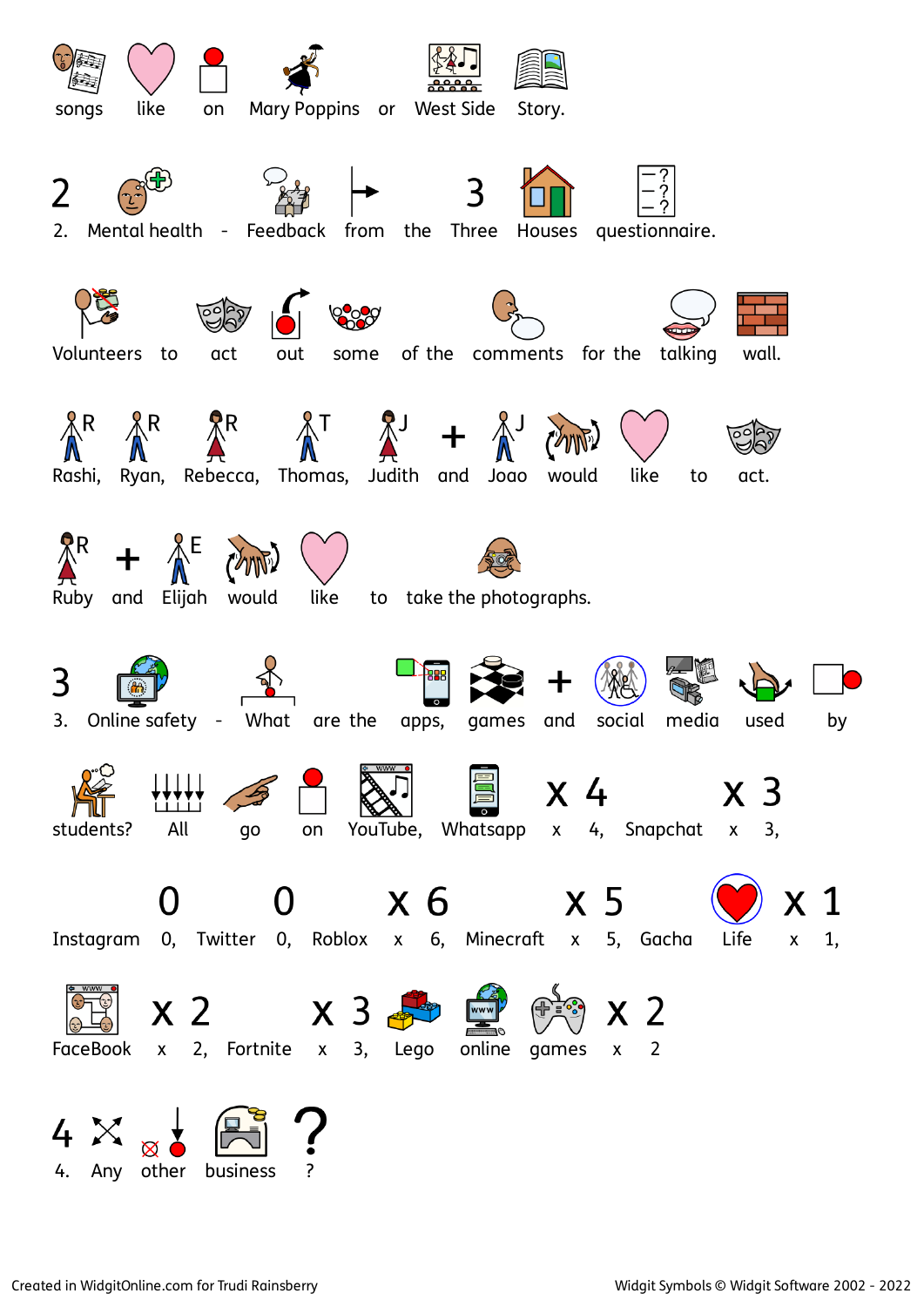songs like on Mary Poppins or West Side Story.

2. Mental health - Feedback from the Three Houses questionnaire.

Volunteers to act out some of the comments for the talking wall.

Rashi, Ryan, Rebecca, Thomas, Judith and Joao would like to act.

Ruby and Elijah would like to take the photographs.

3. Online safety - What are the apps, games and social media used by students? All go on YouTube, Whatsapp x 4, Snapchat x 3, Instagram 0, Twitter 0, Roblox x 6, Minecraft x 5, Gacha Life x 1, FaceBook x 2, Fortnite x 3, Lego online games x 2

4. Any other business ?